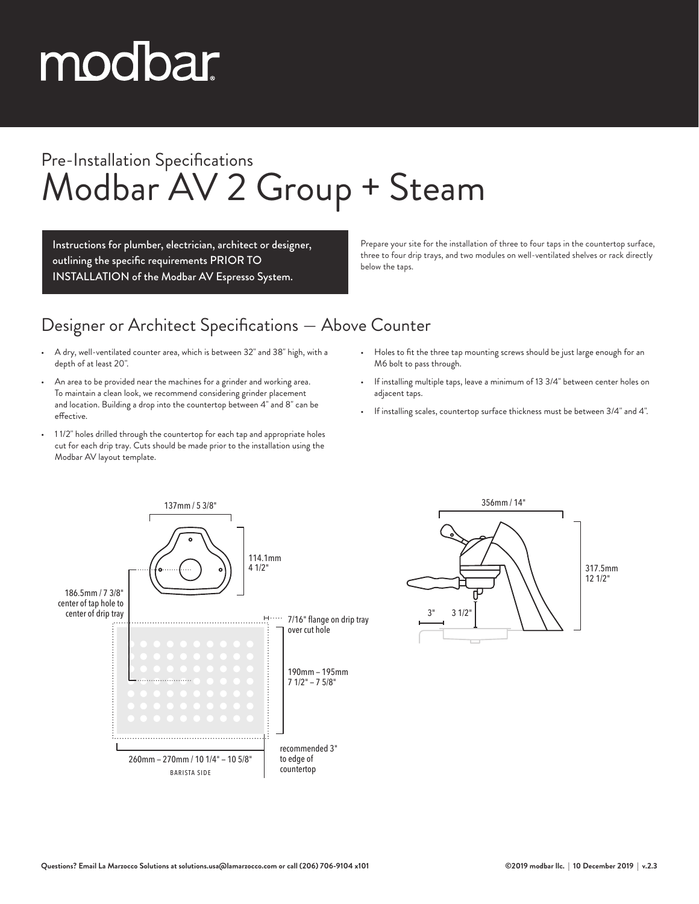# modbar

## Pre-Installation Specifications

# Modbar AV 2 Group + Steam

**Instructions for plumber, electrician, architect or designer, outlining the specific requirements PRIOR TO INSTALLATION of the Modbar AV Espresso System.**

Prepare your site for the installation of three to four taps in the countertop surface, three to four drip trays, and two modules on well-ventilated shelves or rack directly below the taps.

## Designer or Architect Specifications — Above Counter

- A dry, well-ventilated counter area, which is between 32" and 38" high, with a depth of at least 20".
- An area to be provided near the machines for a grinder and working area. To maintain a clean look, we recommend considering grinder placement and location. Building a drop into the countertop between 4" and 8" can be effective.
- 1 1/2" holes drilled through the countertop for each tap and appropriate holes cut for each drip tray. Cuts should be made prior to the installation using the Modbar AV layout template.
- Holes to fit the three tap mounting screws should be just large enough for an M6 bolt to pass through.
- If installing multiple taps, leave a minimum of 13 3/4" between center holes on adjacent taps.
- If installing scales, countertop surface thickness must be between 3/4" and 4".

137mm / 5 3/8"

114.1mm
4 1/2"

186.5mm / 7 3/8"
center of tap hole to
center of drip tray

7/16" flange on drip tray over cut hole

190mm – 195mm
7 1/2" – 7 5/8"

260mm – 270mm / 10 1/4" – 10 5/8"
BARISTA SIDE

recommended 3" to edge of countertop

356mm / 14"

317.5mm
12 1/2"

3" 3 1/2"

Questions? Email La Marzocco Solutions at solutions.usa@lamarzocco.com or call (206) 706-9104 x101

©2019 modbar llc. | 10 December 2019 | v.2.3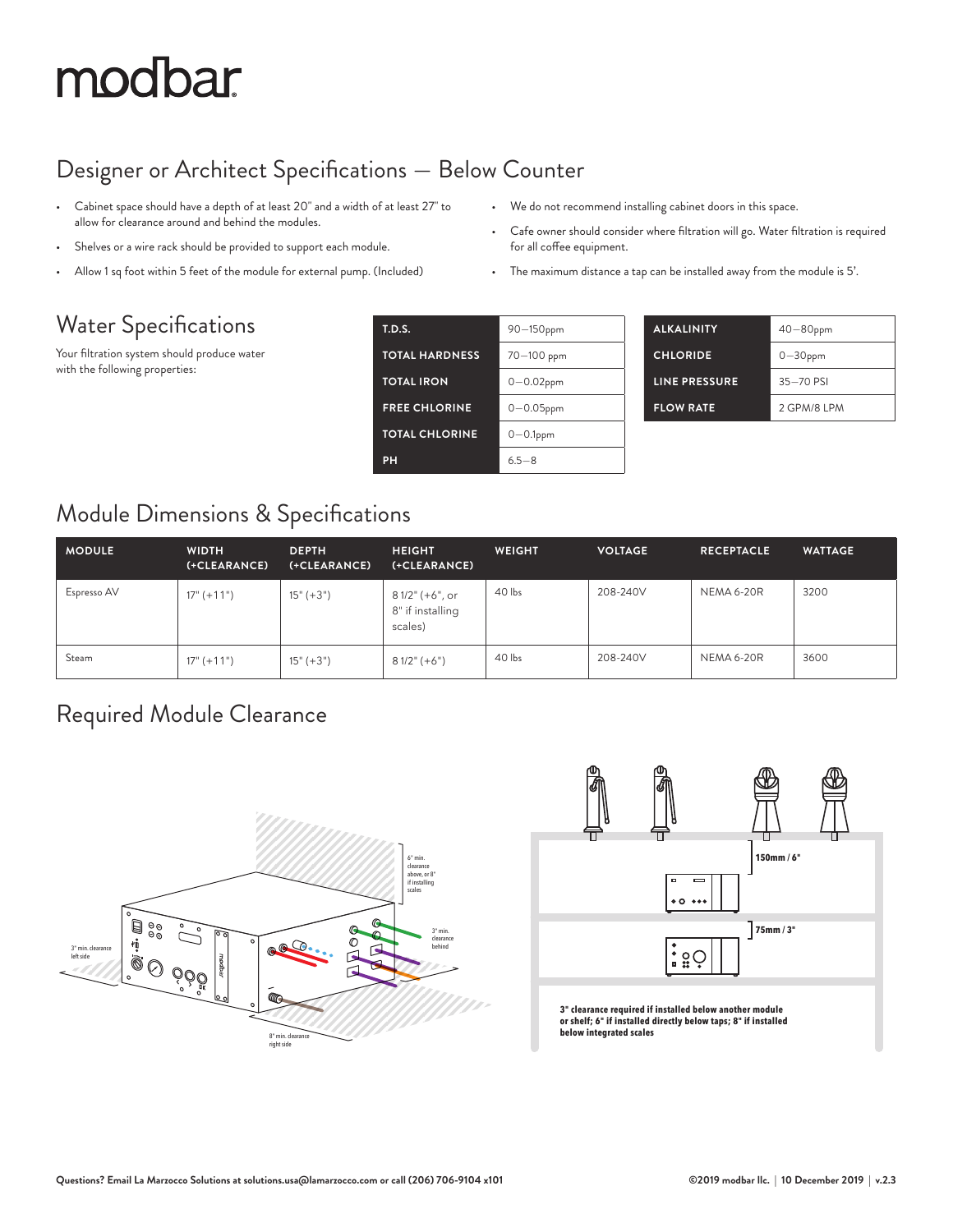# modbar

## Designer or Architect Specifications — Below Counter

- Cabinet space should have a depth of at least 20" and a width of at least 27" to allow for clearance around and behind the modules.
- Shelves or a wire rack should be provided to support each module.
- Allow 1 sq foot within 5 feet of the module for external pump. (Included)
- We do not recommend installing cabinet doors in this space.
- Cafe owner should consider where filtration will go. Water filtration is required for all coffee equipment.
- The maximum distance a tap can be installed away from the module is 5'.

## Water Specifications

Your filtration system should produce water with the following properties:

| | |
|---|---|
| **T.D.S.** | 90—150ppm |
| **TOTAL HARDNESS** | 70—100 ppm |
| **TOTAL IRON** | 0—0.02ppm |
| **FREE CHLORINE** | 0—0.05ppm |
| **TOTAL CHLORINE** | 0—0.1ppm |
| **PH** | 6.5—8 |
| **ALKALINITY** | 40—80ppm |
| **CHLORIDE** | 0—30ppm |
| **LINE PRESSURE** | 35—70 PSI |
| **FLOW RATE** | 2 GPM/8 LPM |

## Module Dimensions & Specifications

| MODULE | WIDTH (+CLEARANCE) | DEPTH (+CLEARANCE) | HEIGHT (+CLEARANCE) | WEIGHT | VOLTAGE | RECEPTACLE | WATTAGE |
|---|---|---|---|---|---|---|---|
| Espresso AV | 17" (+11") | 15" (+3") | 8 1/2" (+6", or 8" if installing scales) | 40 lbs | 208-240V | NEMA 6-20R | 3200 |
| Steam | 17" (+11") | 15" (+3") | 8 1/2" (+6") | 40 lbs | 208-240V | NEMA 6-20R | 3600 |

## Required Module Clearance

6" min. clearance above, or 8" if installing scales

3" min. clearance behind

3" min. clearance left side

8" min. clearance right side

150mm / 6"

75mm / 3"

**3" clearance required if installed below another module or shelf; 6" if installed directly below taps; 8" if installed below integrated scales**

**Questions? Email La Marzocco Solutions at solutions.usa@lamarzocco.com or call (206) 706-9104 x101**

**©2019 modbar llc. | 10 December 2019 | v.2.3**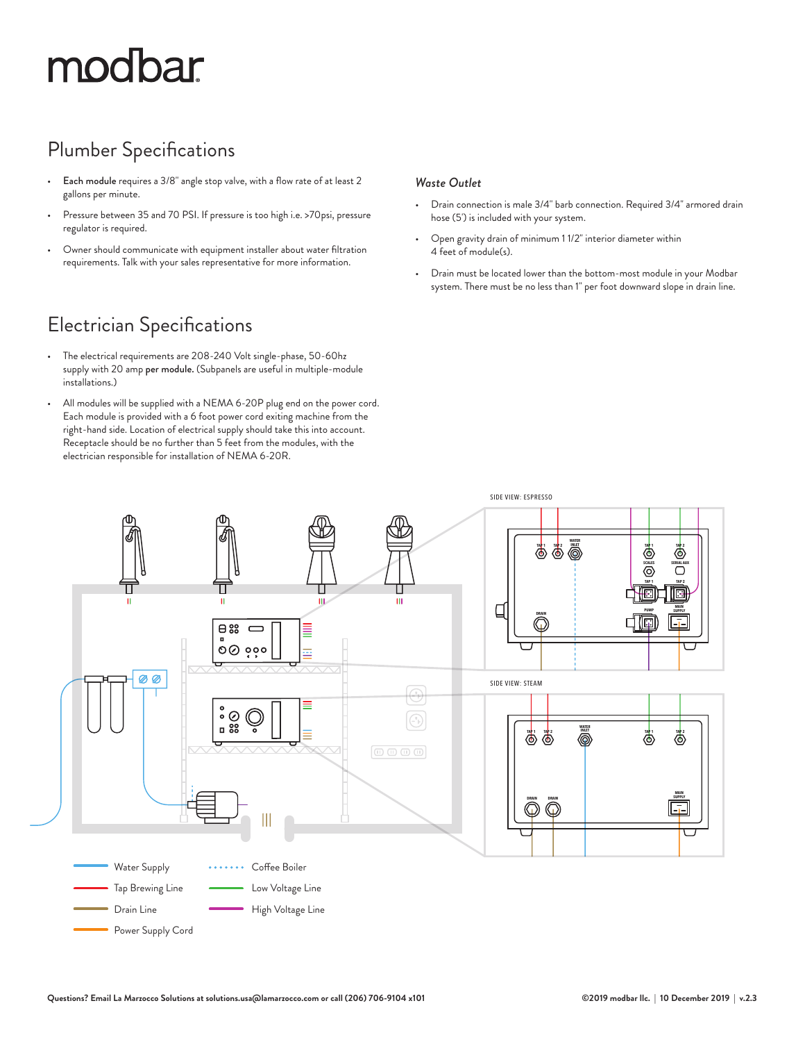# modbar

## Plumber Specifications

- **Each module** requires a 3/8" angle stop valve, with a flow rate of at least 2 gallons per minute.
- Pressure between 35 and 70 PSI. If pressure is too high i.e. >70psi, pressure regulator is required.
- Owner should communicate with equipment installer about water filtration requirements. Talk with your sales representative for more information.

### *Waste Outlet*

- Drain connection is male 3/4" barb connection. Required 3/4" armored drain hose (5') is included with your system.
- Open gravity drain of minimum 1 1/2" interior diameter within 4 feet of module(s).
- Drain must be located lower than the bottom-most module in your Modbar system. There must be no less than 1" per foot downward slope in drain line.

## Electrician Specifications

- The electrical requirements are 208-240 Volt single-phase, 50-60hz supply with 20 amp **per module.** (Subpanels are useful in multiple-module installations.)
- All modules will be supplied with a NEMA 6-20P plug end on the power cord. Each module is provided with a 6 foot power cord exiting machine from the right-hand side. Location of electrical supply should take this into account. Receptacle should be no further than 5 feet from the modules, with the electrician responsible for installation of NEMA 6-20R.

SIDE VIEW: ESPRESSO

TAP 1
TAP 2
WATER INLET
TAP 1
TAP 2
SCALES
SERIAL AUX
TAP 1
TAP 2
DRAIN
PUMP
MAIN SUPPLY

SIDE VIEW: STEAM

TAP 1
TAP 2
WATER INLET
TAP 1
TAP 2
DRAIN
DRAIN
MAIN SUPPLY

Water Supply
Tap Brewing Line
Drain Line
Power Supply Cord
Coffee Boiler
Low Voltage Line
High Voltage Line

**Questions? Email La Marzocco Solutions at solutions.usa@lamarzocco.com or call (206) 706-9104 x101**

**©2019 modbar llc. | 10 December 2019 | v.2.3**